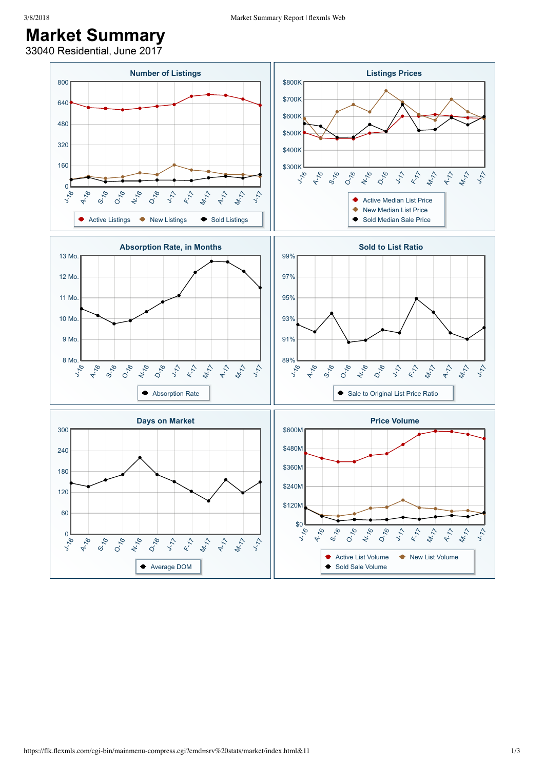# Market Summary

33040 Residential, June 2017

### Number of Listings

800
640
480
320
160
0

J-16 A-16 S-16 O-16 N-16 D-16 J-17 F-17 M-17 A-17 M-17 J-17

Active Listings · New Listings · Sold Listings

### Listings Prices

$800K
$700K
$600K
$500K
$400K
$300K

J-16 A-16 S-16 O-16 N-16 D-16 J-17 F-17 M-17 A-17 M-17 J-17

Active Median List Price · New Median List Price · Sold Median Sale Price

### Absorption Rate, in Months

13 Mo.
12 Mo.
11 Mo.
10 Mo.
9 Mo.
8 Mo.

J-16 A-16 S-16 O-16 N-16 D-16 J-17 F-17 M-17 A-17 M-17 J-17

Absorption Rate

### Sold to List Ratio

99%
97%
95%
93%
91%
89%

J-16 A-16 S-16 O-16 N-16 D-16 J-17 F-17 M-17 A-17 M-17 J-17

Sale to Original List Price Ratio

### Days on Market

300
240
180
120
60
0

J-16 A-16 S-16 O-16 N-16 D-16 J-17 F-17 M-17 A-17 M-17 J-17

Average DOM

### Price Volume

$600M
$480M
$360M
$240M
$120M
$0

J-16 A-16 S-16 O-16 N-16 D-16 J-17 F-17 M-17 A-17 M-17 J-17

Active List Volume · New List Volume · Sold Sale Volume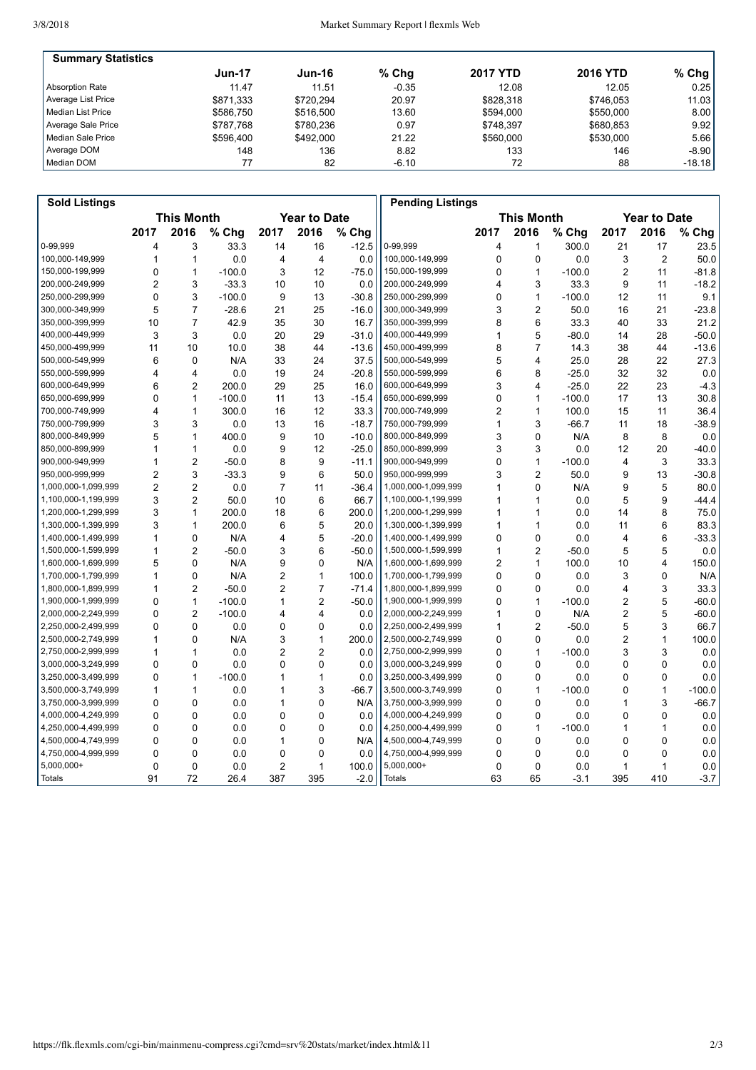## Summary Statistics

| | Jun-17 | Jun-16 | % Chg | 2017 YTD | 2016 YTD | % Chg |
|---|---|---|---|---|---|---|
| Absorption Rate | 11.47 | 11.51 | -0.35 | 12.08 | 12.05 | 0.25 |
| Average List Price | $871,333 | $720,294 | 20.97 | $828,318 | $746,053 | 11.03 |
| Median List Price | $586,750 | $516,500 | 13.60 | $594,000 | $550,000 | 8.00 |
| Average Sale Price | $787,768 | $780,236 | 0.97 | $748,397 | $680,853 | 9.92 |
| Median Sale Price | $596,400 | $492,000 | 21.22 | $560,000 | $530,000 | 5.66 |
| Average DOM | 148 | 136 | 8.82 | 133 | 146 | -8.90 |
| Median DOM | 77 | 82 | -6.10 | 72 | 88 | -18.18 |

## Sold Listings

| | This Month | | | Year to Date | | |
|---|---|---|---|---|---|---|
| | 2017 | 2016 | % Chg | 2017 | 2016 | % Chg |
| 0-99,999 | 4 | 3 | 33.3 | 14 | 16 | -12.5 |
| 100,000-149,999 | 1 | 1 | 0.0 | 4 | 4 | 0.0 |
| 150,000-199,999 | 0 | 1 | -100.0 | 3 | 12 | -75.0 |
| 200,000-249,999 | 2 | 3 | -33.3 | 10 | 10 | 0.0 |
| 250,000-299,999 | 0 | 3 | -100.0 | 9 | 13 | -30.8 |
| 300,000-349,999 | 5 | 7 | -28.6 | 21 | 25 | -16.0 |
| 350,000-399,999 | 10 | 7 | 42.9 | 35 | 30 | 16.7 |
| 400,000-449,999 | 3 | 3 | 0.0 | 20 | 29 | -31.0 |
| 450,000-499,999 | 11 | 10 | 10.0 | 38 | 44 | -13.6 |
| 500,000-549,999 | 6 | 0 | N/A | 33 | 24 | 37.5 |
| 550,000-599,999 | 4 | 4 | 0.0 | 19 | 24 | -20.8 |
| 600,000-649,999 | 6 | 2 | 200.0 | 29 | 25 | 16.0 |
| 650,000-699,999 | 0 | 1 | -100.0 | 11 | 13 | -15.4 |
| 700,000-749,999 | 4 | 1 | 300.0 | 16 | 12 | 33.3 |
| 750,000-799,999 | 3 | 3 | 0.0 | 13 | 16 | -18.7 |
| 800,000-849,999 | 5 | 1 | 400.0 | 9 | 10 | -10.0 |
| 850,000-899,999 | 1 | 1 | 0.0 | 9 | 12 | -25.0 |
| 900,000-949,999 | 1 | 2 | -50.0 | 8 | 9 | -11.1 |
| 950,000-999,999 | 2 | 3 | -33.3 | 9 | 6 | 50.0 |
| 1,000,000-1,099,999 | 2 | 2 | 0.0 | 7 | 11 | -36.4 |
| 1,100,000-1,199,999 | 3 | 2 | 50.0 | 10 | 6 | 66.7 |
| 1,200,000-1,299,999 | 3 | 1 | 200.0 | 18 | 6 | 200.0 |
| 1,300,000-1,399,999 | 3 | 1 | 200.0 | 6 | 5 | 20.0 |
| 1,400,000-1,499,999 | 1 | 0 | N/A | 4 | 5 | -20.0 |
| 1,500,000-1,599,999 | 1 | 2 | -50.0 | 3 | 6 | -50.0 |
| 1,600,000-1,699,999 | 5 | 0 | N/A | 9 | 0 | N/A |
| 1,700,000-1,799,999 | 1 | 0 | N/A | 2 | 1 | 100.0 |
| 1,800,000-1,899,999 | 1 | 2 | -50.0 | 2 | 7 | -71.4 |
| 1,900,000-1,999,999 | 0 | 1 | -100.0 | 1 | 2 | -50.0 |
| 2,000,000-2,249,999 | 0 | 2 | -100.0 | 4 | 4 | 0.0 |
| 2,250,000-2,499,999 | 0 | 0 | 0.0 | 0 | 0 | 0.0 |
| 2,500,000-2,749,999 | 1 | 0 | N/A | 3 | 1 | 200.0 |
| 2,750,000-2,999,999 | 1 | 1 | 0.0 | 2 | 2 | 0.0 |
| 3,000,000-3,249,999 | 0 | 0 | 0.0 | 0 | 0 | 0.0 |
| 3,250,000-3,499,999 | 0 | 1 | -100.0 | 1 | 1 | 0.0 |
| 3,500,000-3,749,999 | 1 | 1 | 0.0 | 1 | 3 | -66.7 |
| 3,750,000-3,999,999 | 0 | 0 | 0.0 | 1 | 0 | N/A |
| 4,000,000-4,249,999 | 0 | 0 | 0.0 | 0 | 0 | 0.0 |
| 4,250,000-4,499,999 | 0 | 0 | 0.0 | 0 | 0 | 0.0 |
| 4,500,000-4,749,999 | 0 | 0 | 0.0 | 1 | 0 | N/A |
| 4,750,000-4,999,999 | 0 | 0 | 0.0 | 0 | 0 | 0.0 |
| 5,000,000+ | 0 | 0 | 0.0 | 2 | 1 | 100.0 |
| Totals | 91 | 72 | 26.4 | 387 | 395 | -2.0 |

## Pending Listings

| | This Month | | | Year to Date | | |
|---|---|---|---|---|---|---|
| | 2017 | 2016 | % Chg | 2017 | 2016 | % Chg |
| 0-99,999 | 4 | 1 | 300.0 | 21 | 17 | 23.5 |
| 100,000-149,999 | 0 | 0 | 0.0 | 3 | 2 | 50.0 |
| 150,000-199,999 | 0 | 1 | -100.0 | 2 | 11 | -81.8 |
| 200,000-249,999 | 4 | 3 | 33.3 | 9 | 11 | -18.2 |
| 250,000-299,999 | 0 | 1 | -100.0 | 12 | 11 | 9.1 |
| 300,000-349,999 | 3 | 2 | 50.0 | 16 | 21 | -23.8 |
| 350,000-399,999 | 8 | 6 | 33.3 | 40 | 33 | 21.2 |
| 400,000-449,999 | 1 | 5 | -80.0 | 14 | 28 | -50.0 |
| 450,000-499,999 | 8 | 7 | 14.3 | 38 | 44 | -13.6 |
| 500,000-549,999 | 5 | 4 | 25.0 | 28 | 22 | 27.3 |
| 550,000-599,999 | 6 | 8 | -25.0 | 32 | 32 | 0.0 |
| 600,000-649,999 | 3 | 4 | -25.0 | 22 | 23 | -4.3 |
| 650,000-699,999 | 0 | 1 | -100.0 | 17 | 13 | 30.8 |
| 700,000-749,999 | 2 | 1 | 100.0 | 15 | 11 | 36.4 |
| 750,000-799,999 | 1 | 3 | -66.7 | 11 | 18 | -38.9 |
| 800,000-849,999 | 3 | 0 | N/A | 8 | 8 | 0.0 |
| 850,000-899,999 | 3 | 3 | 0.0 | 12 | 20 | -40.0 |
| 900,000-949,999 | 0 | 1 | -100.0 | 4 | 3 | 33.3 |
| 950,000-999,999 | 3 | 2 | 50.0 | 9 | 13 | -30.8 |
| 1,000,000-1,099,999 | 1 | 0 | N/A | 9 | 5 | 80.0 |
| 1,100,000-1,199,999 | 1 | 1 | 0.0 | 5 | 9 | -44.4 |
| 1,200,000-1,299,999 | 1 | 1 | 0.0 | 14 | 8 | 75.0 |
| 1,300,000-1,399,999 | 1 | 1 | 0.0 | 11 | 6 | 83.3 |
| 1,400,000-1,499,999 | 0 | 0 | 0.0 | 4 | 6 | -33.3 |
| 1,500,000-1,599,999 | 1 | 2 | -50.0 | 5 | 5 | 0.0 |
| 1,600,000-1,699,999 | 2 | 1 | 100.0 | 10 | 4 | 150.0 |
| 1,700,000-1,799,999 | 0 | 0 | 0.0 | 3 | 0 | N/A |
| 1,800,000-1,899,999 | 0 | 0 | 0.0 | 4 | 3 | 33.3 |
| 1,900,000-1,999,999 | 0 | 1 | -100.0 | 2 | 5 | -60.0 |
| 2,000,000-2,249,999 | 1 | 0 | N/A | 2 | 5 | -60.0 |
| 2,250,000-2,499,999 | 1 | 2 | -50.0 | 5 | 3 | 66.7 |
| 2,500,000-2,749,999 | 0 | 0 | 0.0 | 2 | 1 | 100.0 |
| 2,750,000-2,999,999 | 0 | 1 | -100.0 | 3 | 3 | 0.0 |
| 3,000,000-3,249,999 | 0 | 0 | 0.0 | 0 | 0 | 0.0 |
| 3,250,000-3,499,999 | 0 | 0 | 0.0 | 0 | 0 | 0.0 |
| 3,500,000-3,749,999 | 0 | 1 | -100.0 | 0 | 1 | -100.0 |
| 3,750,000-3,999,999 | 0 | 0 | 0.0 | 1 | 3 | -66.7 |
| 4,000,000-4,249,999 | 0 | 0 | 0.0 | 0 | 0 | 0.0 |
| 4,250,000-4,499,999 | 0 | 1 | -100.0 | 1 | 1 | 0.0 |
| 4,500,000-4,749,999 | 0 | 0 | 0.0 | 0 | 0 | 0.0 |
| 4,750,000-4,999,999 | 0 | 0 | 0.0 | 0 | 0 | 0.0 |
| 5,000,000+ | 0 | 0 | 0.0 | 1 | 1 | 0.0 |
| Totals | 63 | 65 | -3.1 | 395 | 410 | -3.7 |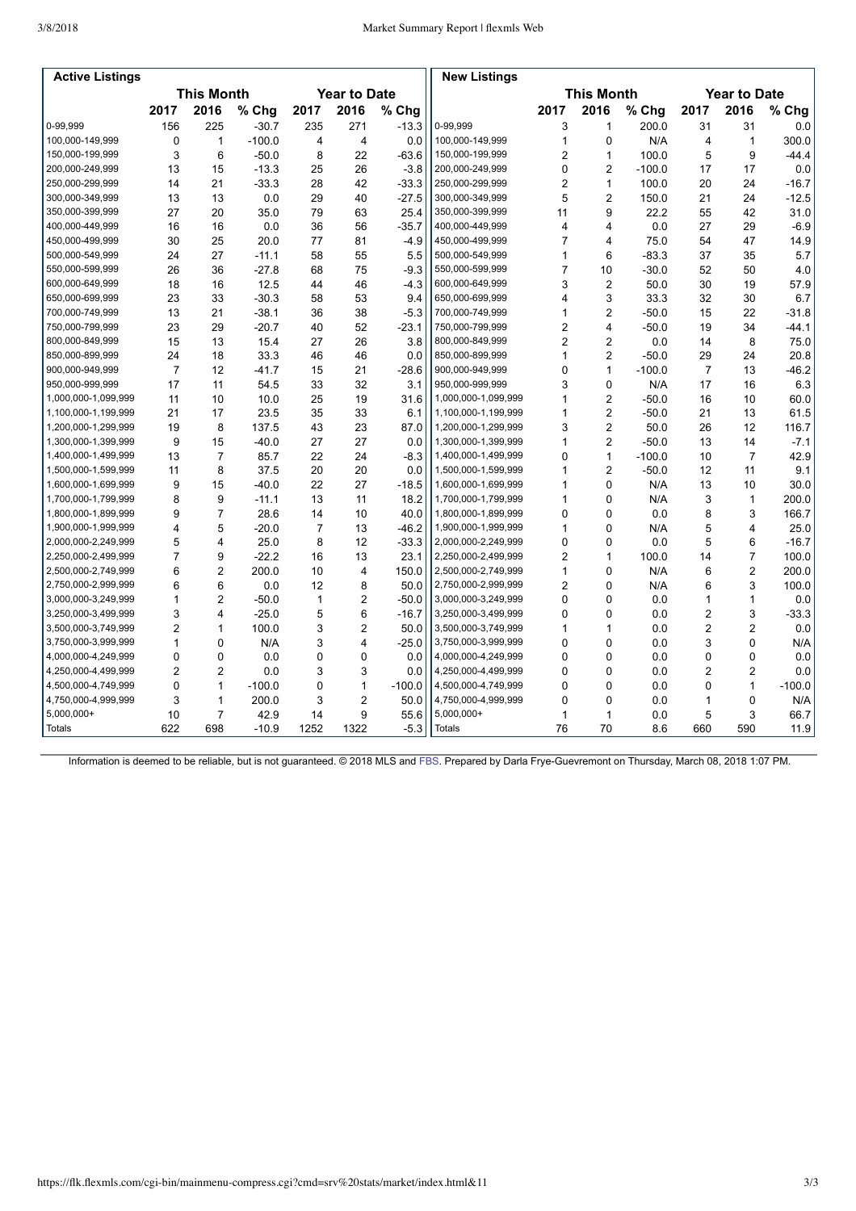| Active Listings | This Month | | | Year to Date | | |
|---|---|---|---|---|---|---|
| | 2017 | 2016 | % Chg | 2017 | 2016 | % Chg |
| 0-99,999 | 156 | 225 | -30.7 | 235 | 271 | -13.3 |
| 100,000-149,999 | 0 | 1 | -100.0 | 4 | 4 | 0.0 |
| 150,000-199,999 | 3 | 6 | -50.0 | 8 | 22 | -63.6 |
| 200,000-249,999 | 13 | 15 | -13.3 | 25 | 26 | -3.8 |
| 250,000-299,999 | 14 | 21 | -33.3 | 28 | 42 | -33.3 |
| 300,000-349,999 | 13 | 13 | 0.0 | 29 | 40 | -27.5 |
| 350,000-399,999 | 27 | 20 | 35.0 | 79 | 63 | 25.4 |
| 400,000-449,999 | 16 | 16 | 0.0 | 36 | 56 | -35.7 |
| 450,000-499,999 | 30 | 25 | 20.0 | 77 | 81 | -4.9 |
| 500,000-549,999 | 24 | 27 | -11.1 | 58 | 55 | 5.5 |
| 550,000-599,999 | 26 | 36 | -27.8 | 68 | 75 | -9.3 |
| 600,000-649,999 | 18 | 16 | 12.5 | 44 | 46 | -4.3 |
| 650,000-699,999 | 23 | 33 | -30.3 | 58 | 53 | 9.4 |
| 700,000-749,999 | 13 | 21 | -38.1 | 36 | 38 | -5.3 |
| 750,000-799,999 | 23 | 29 | -20.7 | 40 | 52 | -23.1 |
| 800,000-849,999 | 15 | 13 | 15.4 | 27 | 26 | 3.8 |
| 850,000-899,999 | 24 | 18 | 33.3 | 46 | 46 | 0.0 |
| 900,000-949,999 | 7 | 12 | -41.7 | 15 | 21 | -28.6 |
| 950,000-999,999 | 17 | 11 | 54.5 | 33 | 32 | 3.1 |
| 1,000,000-1,099,999 | 11 | 10 | 10.0 | 25 | 19 | 31.6 |
| 1,100,000-1,199,999 | 21 | 17 | 23.5 | 35 | 33 | 6.1 |
| 1,200,000-1,299,999 | 19 | 8 | 137.5 | 43 | 23 | 87.0 |
| 1,300,000-1,399,999 | 9 | 15 | -40.0 | 27 | 27 | 0.0 |
| 1,400,000-1,499,999 | 13 | 7 | 85.7 | 22 | 24 | -8.3 |
| 1,500,000-1,599,999 | 11 | 8 | 37.5 | 20 | 20 | 0.0 |
| 1,600,000-1,699,999 | 9 | 15 | -40.0 | 22 | 27 | -18.5 |
| 1,700,000-1,799,999 | 8 | 9 | -11.1 | 13 | 11 | 18.2 |
| 1,800,000-1,899,999 | 9 | 7 | 28.6 | 14 | 10 | 40.0 |
| 1,900,000-1,999,999 | 4 | 5 | -20.0 | 7 | 13 | -46.2 |
| 2,000,000-2,249,999 | 5 | 4 | 25.0 | 8 | 12 | -33.3 |
| 2,250,000-2,499,999 | 7 | 9 | -22.2 | 16 | 13 | 23.1 |
| 2,500,000-2,749,999 | 6 | 2 | 200.0 | 10 | 4 | 150.0 |
| 2,750,000-2,999,999 | 6 | 6 | 0.0 | 12 | 8 | 50.0 |
| 3,000,000-3,249,999 | 1 | 2 | -50.0 | 1 | 2 | -50.0 |
| 3,250,000-3,499,999 | 3 | 4 | -25.0 | 5 | 6 | -16.7 |
| 3,500,000-3,749,999 | 2 | 1 | 100.0 | 3 | 2 | 50.0 |
| 3,750,000-3,999,999 | 1 | 0 | N/A | 3 | 4 | -25.0 |
| 4,000,000-4,249,999 | 0 | 0 | 0.0 | 0 | 0 | 0.0 |
| 4,250,000-4,499,999 | 2 | 2 | 0.0 | 3 | 3 | 0.0 |
| 4,500,000-4,749,999 | 0 | 1 | -100.0 | 0 | 1 | -100.0 |
| 4,750,000-4,999,999 | 3 | 1 | 200.0 | 3 | 2 | 50.0 |
| 5,000,000+ | 10 | 7 | 42.9 | 14 | 9 | 55.6 |
| Totals | 622 | 698 | -10.9 | 1252 | 1322 | -5.3 |

| New Listings | This Month | | | Year to Date | | |
|---|---|---|---|---|---|---|
| | 2017 | 2016 | % Chg | 2017 | 2016 | % Chg |
| 0-99,999 | 3 | 1 | 200.0 | 31 | 31 | 0.0 |
| 100,000-149,999 | 1 | 0 | N/A | 4 | 1 | 300.0 |
| 150,000-199,999 | 2 | 1 | 100.0 | 5 | 9 | -44.4 |
| 200,000-249,999 | 0 | 2 | -100.0 | 17 | 17 | 0.0 |
| 250,000-299,999 | 2 | 1 | 100.0 | 20 | 24 | -16.7 |
| 300,000-349,999 | 5 | 2 | 150.0 | 21 | 24 | -12.5 |
| 350,000-399,999 | 11 | 9 | 22.2 | 55 | 42 | 31.0 |
| 400,000-449,999 | 4 | 4 | 0.0 | 27 | 29 | -6.9 |
| 450,000-499,999 | 7 | 4 | 75.0 | 54 | 47 | 14.9 |
| 500,000-549,999 | 1 | 6 | -83.3 | 37 | 35 | 5.7 |
| 550,000-599,999 | 7 | 10 | -30.0 | 52 | 50 | 4.0 |
| 600,000-649,999 | 3 | 2 | 50.0 | 30 | 19 | 57.9 |
| 650,000-699,999 | 4 | 3 | 33.3 | 32 | 30 | 6.7 |
| 700,000-749,999 | 1 | 2 | -50.0 | 15 | 22 | -31.8 |
| 750,000-799,999 | 2 | 4 | -50.0 | 19 | 34 | -44.1 |
| 800,000-849,999 | 2 | 2 | 0.0 | 14 | 8 | 75.0 |
| 850,000-899,999 | 1 | 2 | -50.0 | 29 | 24 | 20.8 |
| 900,000-949,999 | 0 | 1 | -100.0 | 7 | 13 | -46.2 |
| 950,000-999,999 | 3 | 0 | N/A | 17 | 16 | 6.3 |
| 1,000,000-1,099,999 | 1 | 2 | -50.0 | 16 | 10 | 60.0 |
| 1,100,000-1,199,999 | 1 | 2 | -50.0 | 21 | 13 | 61.5 |
| 1,200,000-1,299,999 | 3 | 2 | 50.0 | 26 | 12 | 116.7 |
| 1,300,000-1,399,999 | 1 | 2 | -50.0 | 13 | 14 | -7.1 |
| 1,400,000-1,499,999 | 0 | 1 | -100.0 | 10 | 7 | 42.9 |
| 1,500,000-1,599,999 | 1 | 2 | -50.0 | 12 | 11 | 9.1 |
| 1,600,000-1,699,999 | 1 | 0 | N/A | 13 | 10 | 30.0 |
| 1,700,000-1,799,999 | 1 | 0 | N/A | 3 | 1 | 200.0 |
| 1,800,000-1,899,999 | 0 | 0 | 0.0 | 8 | 3 | 166.7 |
| 1,900,000-1,999,999 | 1 | 0 | N/A | 5 | 4 | 25.0 |
| 2,000,000-2,249,999 | 0 | 0 | 0.0 | 5 | 6 | -16.7 |
| 2,250,000-2,499,999 | 2 | 1 | 100.0 | 14 | 7 | 100.0 |
| 2,500,000-2,749,999 | 1 | 0 | N/A | 6 | 2 | 200.0 |
| 2,750,000-2,999,999 | 2 | 0 | N/A | 6 | 3 | 100.0 |
| 3,000,000-3,249,999 | 0 | 0 | 0.0 | 1 | 1 | 0.0 |
| 3,250,000-3,499,999 | 0 | 0 | 0.0 | 2 | 3 | -33.3 |
| 3,500,000-3,749,999 | 1 | 1 | 0.0 | 2 | 2 | 0.0 |
| 3,750,000-3,999,999 | 0 | 0 | 0.0 | 3 | 0 | N/A |
| 4,000,000-4,249,999 | 0 | 0 | 0.0 | 0 | 0 | 0.0 |
| 4,250,000-4,499,999 | 0 | 0 | 0.0 | 2 | 2 | 0.0 |
| 4,500,000-4,749,999 | 0 | 0 | 0.0 | 0 | 1 | -100.0 |
| 4,750,000-4,999,999 | 0 | 0 | 0.0 | 1 | 0 | N/A |
| 5,000,000+ | 1 | 1 | 0.0 | 5 | 3 | 66.7 |
| Totals | 76 | 70 | 8.6 | 660 | 590 | 11.9 |

Information is deemed to be reliable, but is not guaranteed. © 2018 MLS and FBS. Prepared by Darla Frye-Guevremont on Thursday, March 08, 2018 1:07 PM.